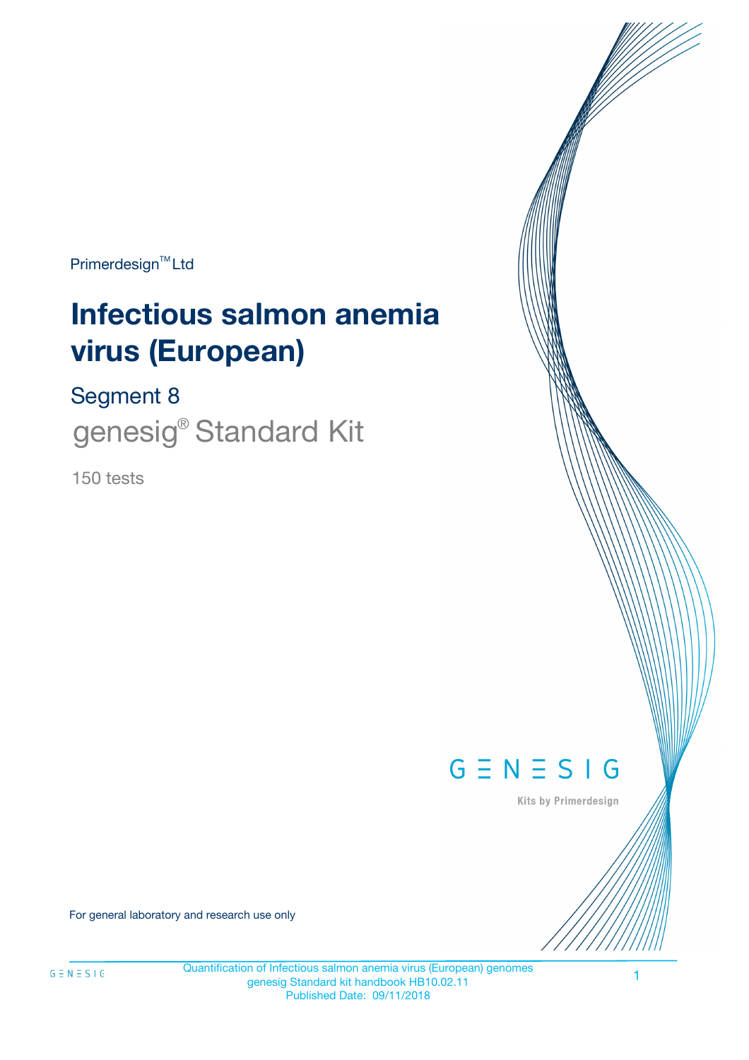Primerdesign™ Ltd

# Infectious salmon anemia virus (European)

## Segment 8

genesig® Standard Kit

150 tests

GENESIG

Kits by Primerdesign

For general laboratory and research use only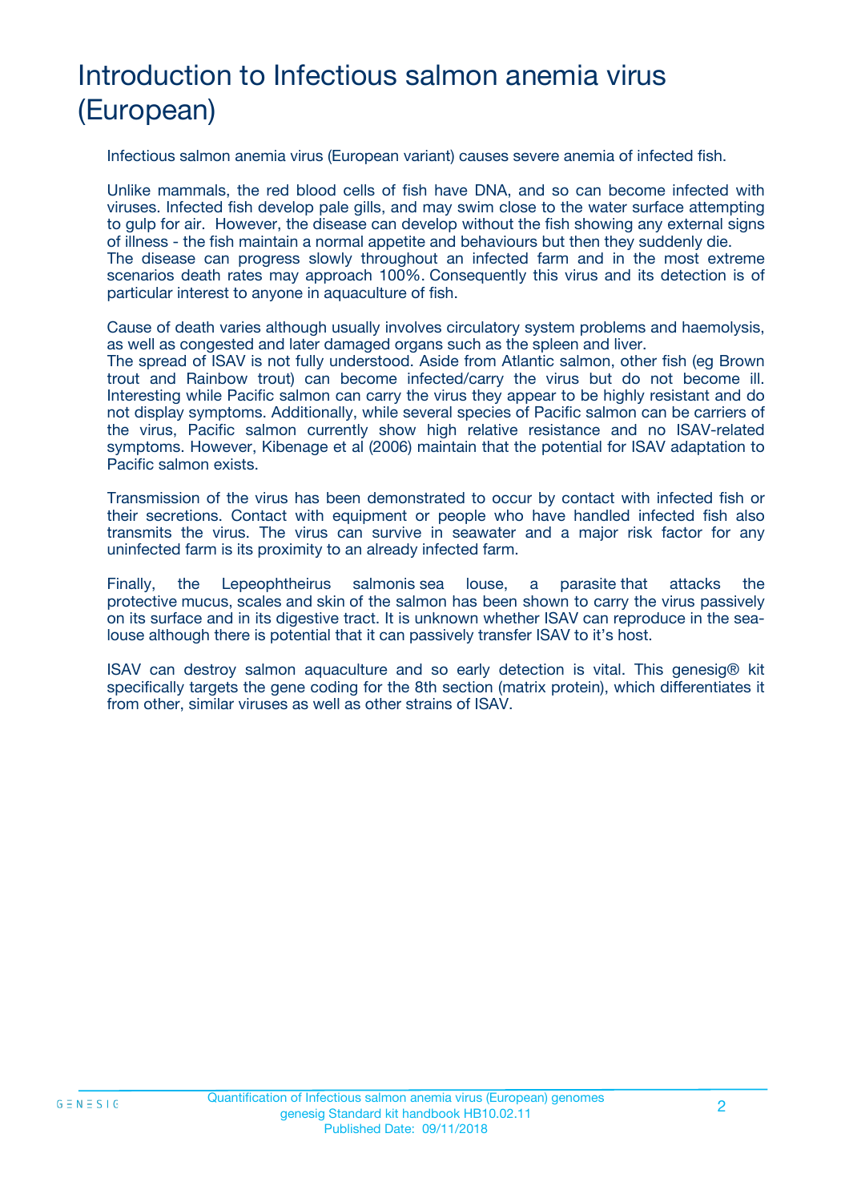# Introduction to Infectious salmon anemia virus (European)

Infectious salmon anemia virus (European variant) causes severe anemia of infected fish.

Unlike mammals, the red blood cells of fish have DNA, and so can become infected with viruses. Infected fish develop pale gills, and may swim close to the water surface attempting to gulp for air. However, the disease can develop without the fish showing any external signs of illness - the fish maintain a normal appetite and behaviours but then they suddenly die. The disease can progress slowly throughout an infected farm and in the most extreme scenarios death rates may approach 100%. Consequently this virus and its detection is of particular interest to anyone in aquaculture of fish.

Cause of death varies although usually involves circulatory system problems and haemolysis, as well as congested and later damaged organs such as the spleen and liver.
The spread of ISAV is not fully understood. Aside from Atlantic salmon, other fish (eg Brown trout and Rainbow trout) can become infected/carry the virus but do not become ill. Interesting while Pacific salmon can carry the virus they appear to be highly resistant and do not display symptoms. Additionally, while several species of Pacific salmon can be carriers of the virus, Pacific salmon currently show high relative resistance and no ISAV-related symptoms. However, Kibenage et al (2006) maintain that the potential for ISAV adaptation to Pacific salmon exists.

Transmission of the virus has been demonstrated to occur by contact with infected fish or their secretions. Contact with equipment or people who have handled infected fish also transmits the virus. The virus can survive in seawater and a major risk factor for any uninfected farm is its proximity to an already infected farm.

Finally, the Lepeophtheirus salmonis sea louse, a parasite that attacks the protective mucus, scales and skin of the salmon has been shown to carry the virus passively on its surface and in its digestive tract. It is unknown whether ISAV can reproduce in the sea-louse although there is potential that it can passively transfer ISAV to it's host.

ISAV can destroy salmon aquaculture and so early detection is vital. This genesig® kit specifically targets the gene coding for the 8th section (matrix protein), which differentiates it from other, similar viruses as well as other strains of ISAV.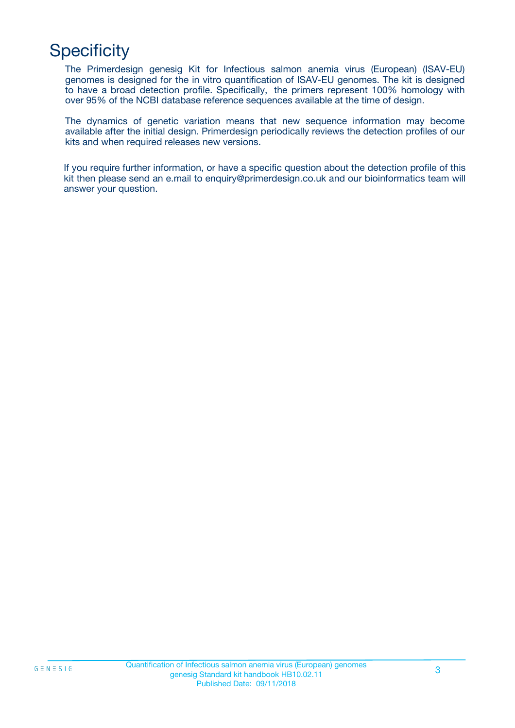# Specificity

The Primerdesign genesig Kit for Infectious salmon anemia virus (European) (ISAV-EU) genomes is designed for the in vitro quantification of ISAV-EU genomes. The kit is designed to have a broad detection profile. Specifically, the primers represent 100% homology with over 95% of the NCBI database reference sequences available at the time of design.

The dynamics of genetic variation means that new sequence information may become available after the initial design. Primerdesign periodically reviews the detection profiles of our kits and when required releases new versions.

If you require further information, or have a specific question about the detection profile of this kit then please send an e.mail to enquiry@primerdesign.co.uk and our bioinformatics team will answer your question.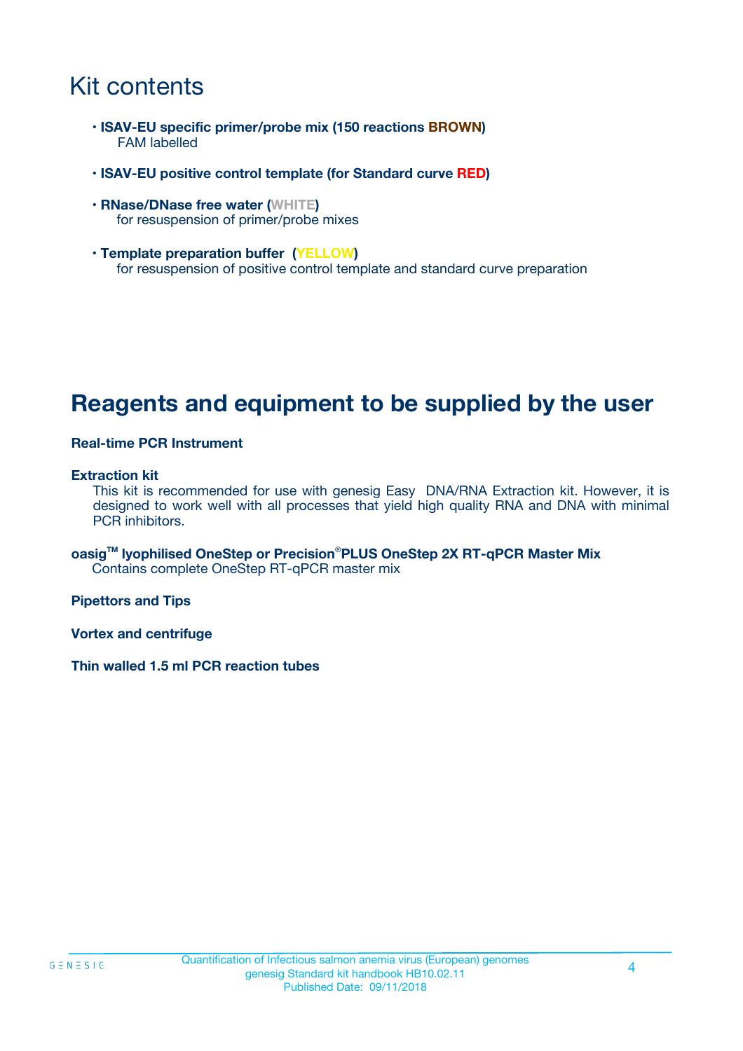# Kit contents

- **ISAV-EU specific primer/probe mix (150 reactions BROWN)**
  FAM labelled
- **ISAV-EU positive control template (for Standard curve RED)**
- **RNase/DNase free water (WHITE)**
  for resuspension of primer/probe mixes
- **Template preparation buffer (YELLOW)**
  for resuspension of positive control template and standard curve preparation

# Reagents and equipment to be supplied by the user

**Real-time PCR Instrument**

**Extraction kit**
This kit is recommended for use with genesig Easy DNA/RNA Extraction kit. However, it is designed to work well with all processes that yield high quality RNA and DNA with minimal PCR inhibitors.

**oasig™ lyophilised OneStep or Precision®PLUS OneStep 2X RT-qPCR Master Mix**
Contains complete OneStep RT-qPCR master mix

**Pipettors and Tips**

**Vortex and centrifuge**

**Thin walled 1.5 ml PCR reaction tubes**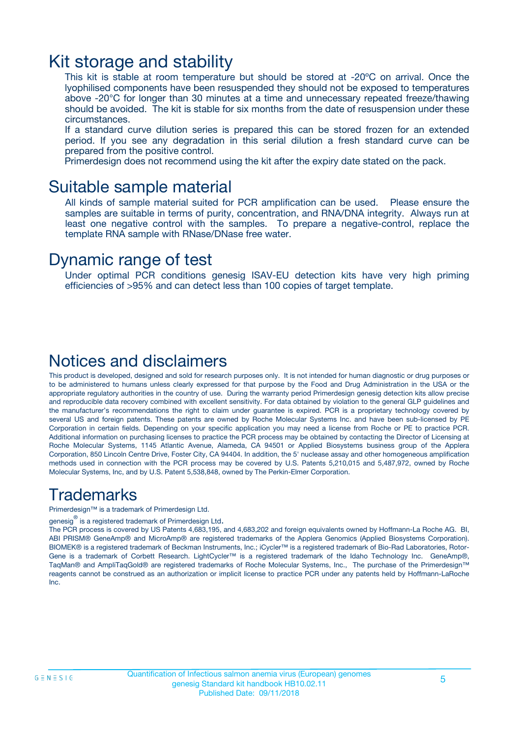# Kit storage and stability

This kit is stable at room temperature but should be stored at -20ºC on arrival. Once the lyophilised components have been resuspended they should not be exposed to temperatures above -20°C for longer than 30 minutes at a time and unnecessary repeated freeze/thawing should be avoided. The kit is stable for six months from the date of resuspension under these circumstances.

If a standard curve dilution series is prepared this can be stored frozen for an extended period. If you see any degradation in this serial dilution a fresh standard curve can be prepared from the positive control.

Primerdesign does not recommend using the kit after the expiry date stated on the pack.

# Suitable sample material

All kinds of sample material suited for PCR amplification can be used. Please ensure the samples are suitable in terms of purity, concentration, and RNA/DNA integrity. Always run at least one negative control with the samples. To prepare a negative-control, replace the template RNA sample with RNase/DNase free water.

# Dynamic range of test

Under optimal PCR conditions genesig ISAV-EU detection kits have very high priming efficiencies of >95% and can detect less than 100 copies of target template.

# Notices and disclaimers

This product is developed, designed and sold for research purposes only. It is not intended for human diagnostic or drug purposes or to be administered to humans unless clearly expressed for that purpose by the Food and Drug Administration in the USA or the appropriate regulatory authorities in the country of use. During the warranty period Primerdesign genesig detection kits allow precise and reproducible data recovery combined with excellent sensitivity. For data obtained by violation to the general GLP guidelines and the manufacturer's recommendations the right to claim under guarantee is expired. PCR is a proprietary technology covered by several US and foreign patents. These patents are owned by Roche Molecular Systems Inc. and have been sub-licensed by PE Corporation in certain fields. Depending on your specific application you may need a license from Roche or PE to practice PCR. Additional information on purchasing licenses to practice the PCR process may be obtained by contacting the Director of Licensing at Roche Molecular Systems, 1145 Atlantic Avenue, Alameda, CA 94501 or Applied Biosystems business group of the Applera Corporation, 850 Lincoln Centre Drive, Foster City, CA 94404. In addition, the 5' nuclease assay and other homogeneous amplification methods used in connection with the PCR process may be covered by U.S. Patents 5,210,015 and 5,487,972, owned by Roche Molecular Systems, Inc, and by U.S. Patent 5,538,848, owned by The Perkin-Elmer Corporation.

# Trademarks

Primerdesign™ is a trademark of Primerdesign Ltd.

genesig® is a registered trademark of Primerdesign Ltd.

The PCR process is covered by US Patents 4,683,195, and 4,683,202 and foreign equivalents owned by Hoffmann-La Roche AG. BI, ABI PRISM® GeneAmp® and MicroAmp® are registered trademarks of the Applera Genomics (Applied Biosystems Corporation). BIOMEK® is a registered trademark of Beckman Instruments, Inc.; iCycler™ is a registered trademark of Bio-Rad Laboratories, Rotor-Gene is a trademark of Corbett Research. LightCycler™ is a registered trademark of the Idaho Technology Inc. GeneAmp®, TaqMan® and AmpliTaqGold® are registered trademarks of Roche Molecular Systems, Inc., The purchase of the Primerdesign™ reagents cannot be construed as an authorization or implicit license to practice PCR under any patents held by Hoffmann-LaRoche Inc.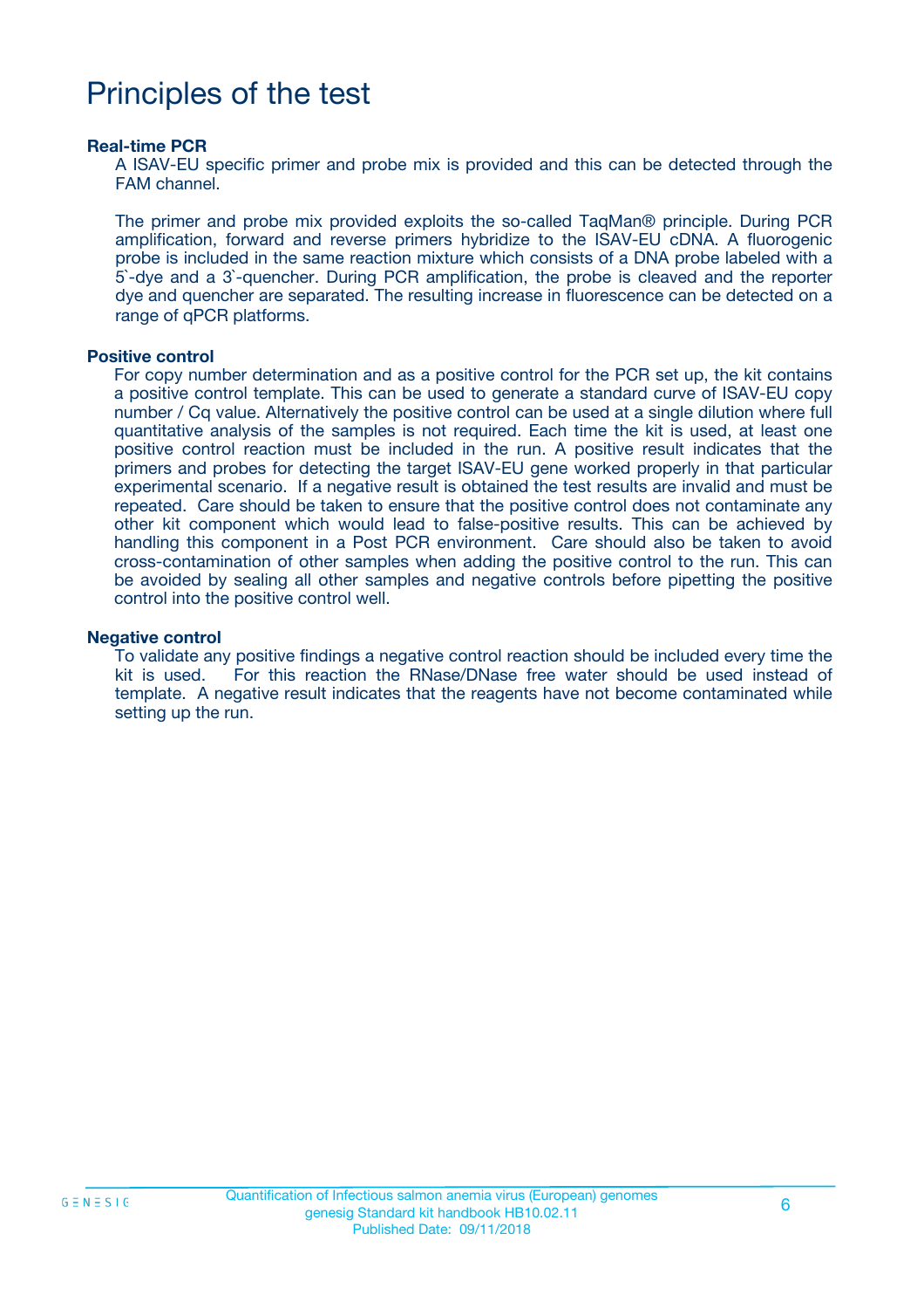# Principles of the test

**Real-time PCR**

A ISAV-EU specific primer and probe mix is provided and this can be detected through the FAM channel.

The primer and probe mix provided exploits the so-called TaqMan® principle. During PCR amplification, forward and reverse primers hybridize to the ISAV-EU cDNA. A fluorogenic probe is included in the same reaction mixture which consists of a DNA probe labeled with a 5`-dye and a 3`-quencher. During PCR amplification, the probe is cleaved and the reporter dye and quencher are separated. The resulting increase in fluorescence can be detected on a range of qPCR platforms.

**Positive control**

For copy number determination and as a positive control for the PCR set up, the kit contains a positive control template. This can be used to generate a standard curve of ISAV-EU copy number / Cq value. Alternatively the positive control can be used at a single dilution where full quantitative analysis of the samples is not required. Each time the kit is used, at least one positive control reaction must be included in the run. A positive result indicates that the primers and probes for detecting the target ISAV-EU gene worked properly in that particular experimental scenario. If a negative result is obtained the test results are invalid and must be repeated. Care should be taken to ensure that the positive control does not contaminate any other kit component which would lead to false-positive results. This can be achieved by handling this component in a Post PCR environment. Care should also be taken to avoid cross-contamination of other samples when adding the positive control to the run. This can be avoided by sealing all other samples and negative controls before pipetting the positive control into the positive control well.

**Negative control**

To validate any positive findings a negative control reaction should be included every time the kit is used. For this reaction the RNase/DNase free water should be used instead of template. A negative result indicates that the reagents have not become contaminated while setting up the run.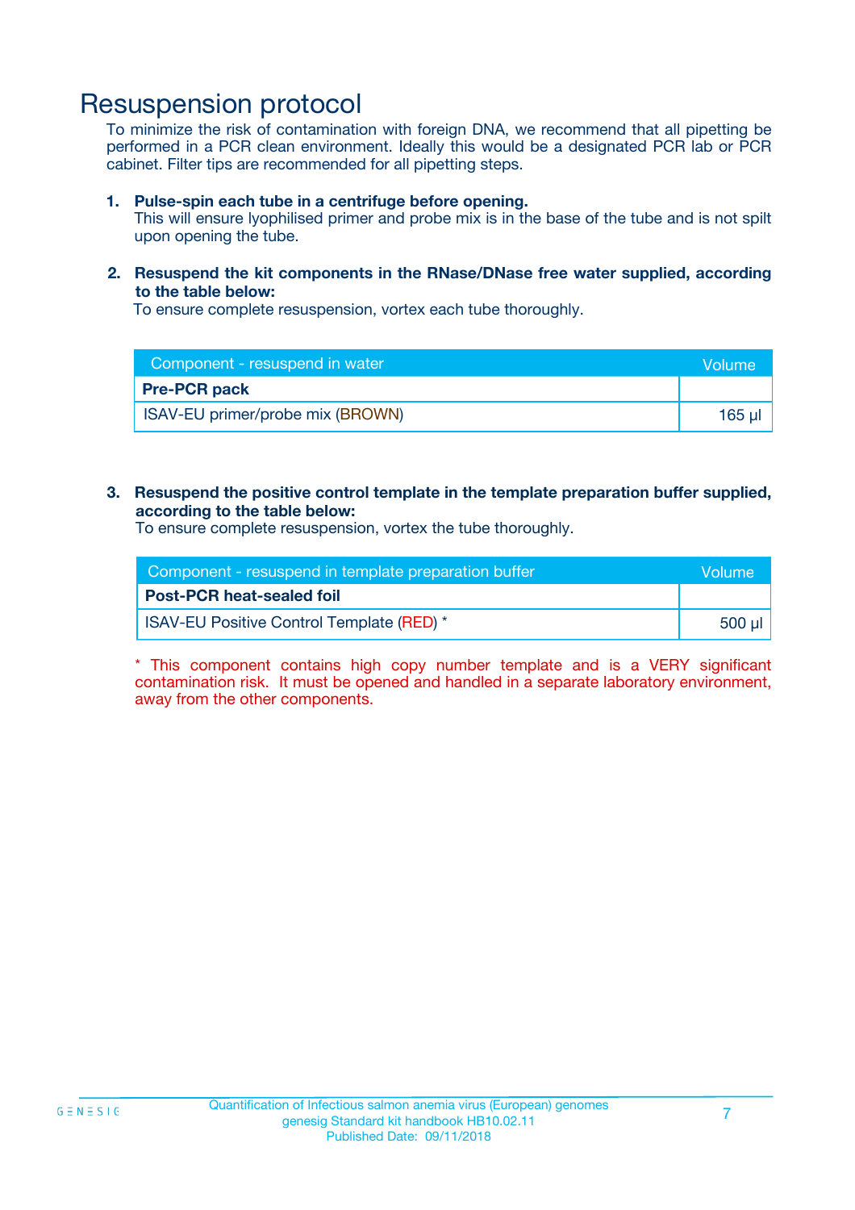# Resuspension protocol

To minimize the risk of contamination with foreign DNA, we recommend that all pipetting be performed in a PCR clean environment. Ideally this would be a designated PCR lab or PCR cabinet. Filter tips are recommended for all pipetting steps.

1. **Pulse-spin each tube in a centrifuge before opening.**
   This will ensure lyophilised primer and probe mix is in the base of the tube and is not spilt upon opening the tube.

2. **Resuspend the kit components in the RNase/DNase free water supplied, according to the table below:**
   To ensure complete resuspension, vortex each tube thoroughly.

| Component - resuspend in water | Volume |
|---|---|
| **Pre-PCR pack** | |
| ISAV-EU primer/probe mix (BROWN) | 165 µl |

3. **Resuspend the positive control template in the template preparation buffer supplied, according to the table below:**
   To ensure complete resuspension, vortex the tube thoroughly.

| Component - resuspend in template preparation buffer | Volume |
|---|---|
| **Post-PCR heat-sealed foil** | |
| ISAV-EU Positive Control Template (RED) * | 500 µl |

* This component contains high copy number template and is a VERY significant contamination risk. It must be opened and handled in a separate laboratory environment, away from the other components.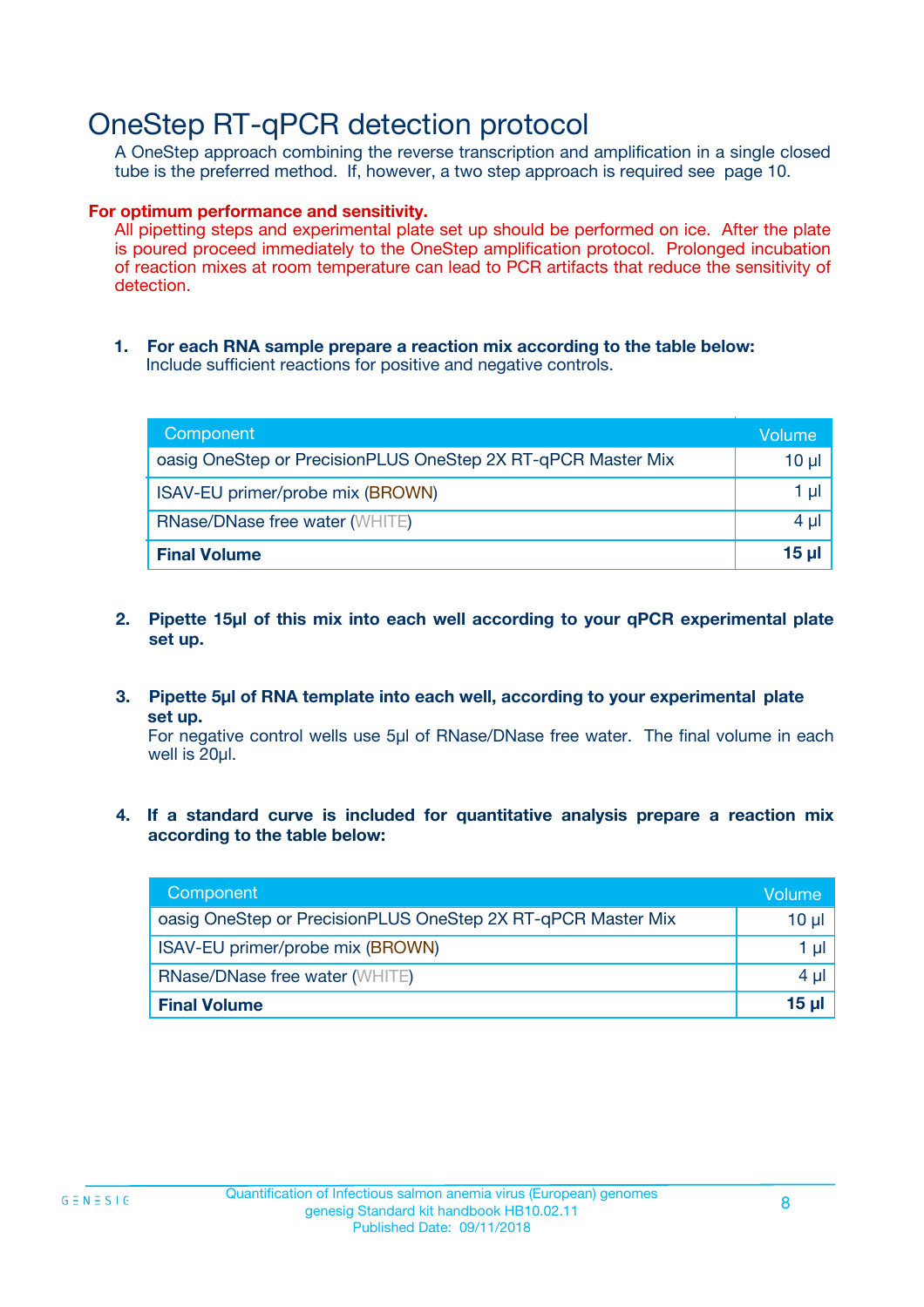# OneStep RT-qPCR detection protocol

A OneStep approach combining the reverse transcription and amplification in a single closed tube is the preferred method. If, however, a two step approach is required see page 10.

**For optimum performance and sensitivity.**

All pipetting steps and experimental plate set up should be performed on ice. After the plate is poured proceed immediately to the OneStep amplification protocol. Prolonged incubation of reaction mixes at room temperature can lead to PCR artifacts that reduce the sensitivity of detection.

1. **For each RNA sample prepare a reaction mix according to the table below:**
   Include sufficient reactions for positive and negative controls.

| Component | Volume |
|---|---|
| oasig OneStep or PrecisionPLUS OneStep 2X RT-qPCR Master Mix | 10 µl |
| ISAV-EU primer/probe mix (BROWN) | 1 µl |
| RNase/DNase free water (WHITE) | 4 µl |
| **Final Volume** | **15 µl** |

2. **Pipette 15µl of this mix into each well according to your qPCR experimental plate set up.**

3. **Pipette 5µl of RNA template into each well, according to your experimental plate set up.**
   For negative control wells use 5µl of RNase/DNase free water. The final volume in each well is 20µl.

4. **If a standard curve is included for quantitative analysis prepare a reaction mix according to the table below:**

| Component | Volume |
|---|---|
| oasig OneStep or PrecisionPLUS OneStep 2X RT-qPCR Master Mix | 10 µl |
| ISAV-EU primer/probe mix (BROWN) | 1 µl |
| RNase/DNase free water (WHITE) | 4 µl |
| **Final Volume** | **15 µl** |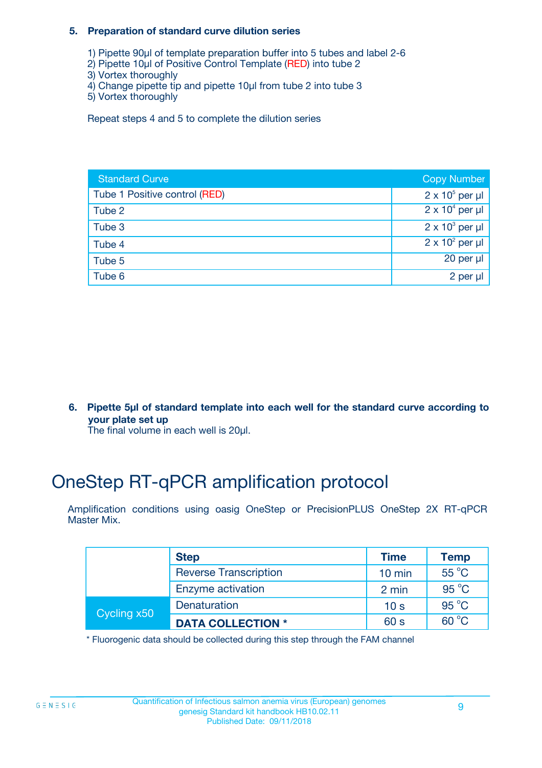**5. Preparation of standard curve dilution series**

1) Pipette 90µl of template preparation buffer into 5 tubes and label 2-6
2) Pipette 10µl of Positive Control Template (RED) into tube 2
3) Vortex thoroughly
4) Change pipette tip and pipette 10µl from tube 2 into tube 3
5) Vortex thoroughly

Repeat steps 4 and 5 to complete the dilution series

| Standard Curve | Copy Number |
|---|---|
| Tube 1 Positive control (RED) | $2 \times 10^5$ per µl |
| Tube 2 | $2 \times 10^4$ per µl |
| Tube 3 | $2 \times 10^3$ per µl |
| Tube 4 | $2 \times 10^2$ per µl |
| Tube 5 | 20 per µl |
| Tube 6 | 2 per µl |

**6. Pipette 5µl of standard template into each well for the standard curve according to your plate set up**
The final volume in each well is 20µl.

# OneStep RT-qPCR amplification protocol

Amplification conditions using oasig OneStep or PrecisionPLUS OneStep 2X RT-qPCR Master Mix.

| | Step | Time | Temp |
|---|---|---|---|
| | Reverse Transcription | 10 min | 55 °C |
| | Enzyme activation | 2 min | 95 °C |
| Cycling x50 | Denaturation | 10 s | 95 °C |
| | **DATA COLLECTION *** | 60 s | 60 °C |

* Fluorogenic data should be collected during this step through the FAM channel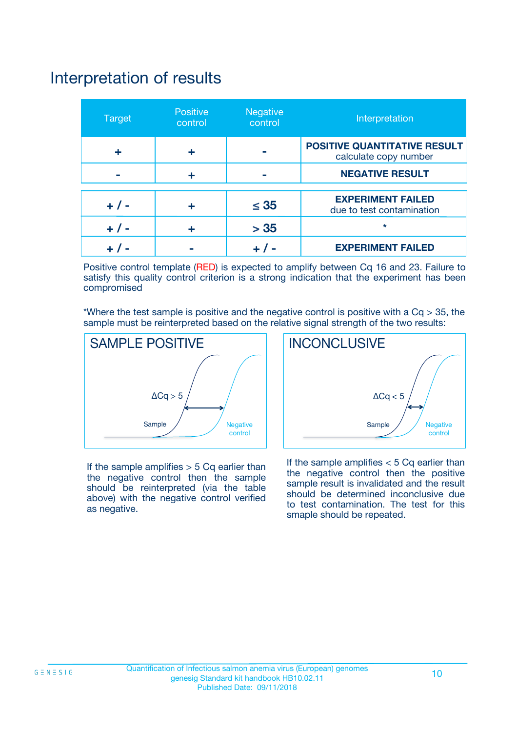# Interpretation of results

| Target | Positive control | Negative control | Interpretation |
|---|---|---|---|
| + | + | - | **POSITIVE QUANTITATIVE RESULT** calculate copy number |
| - | + | - | **NEGATIVE RESULT** |
| + / - | + | ≤ 35 | **EXPERIMENT FAILED** due to test contamination |
| + / - | + | > 35 | * |
| + / - | - | + / - | **EXPERIMENT FAILED** |

Positive control template (RED) is expected to amplify between Cq 16 and 23. Failure to satisfy this quality control criterion is a strong indication that the experiment has been compromised

*Where the test sample is positive and the negative control is positive with a Cq > 35, the sample must be reinterpreted based on the relative signal strength of the two results:

## SAMPLE POSITIVE

ΔCq > 5

Sample

Negative control

If the sample amplifies > 5 Cq earlier than the negative control then the sample should be reinterpreted (via the table above) with the negative control verified as negative.

## INCONCLUSIVE

ΔCq < 5

Sample

Negative control

If the sample amplifies < 5 Cq earlier than the negative control then the positive sample result is invalidated and the result should be determined inconclusive due to test contamination. The test for this smaple should be repeated.